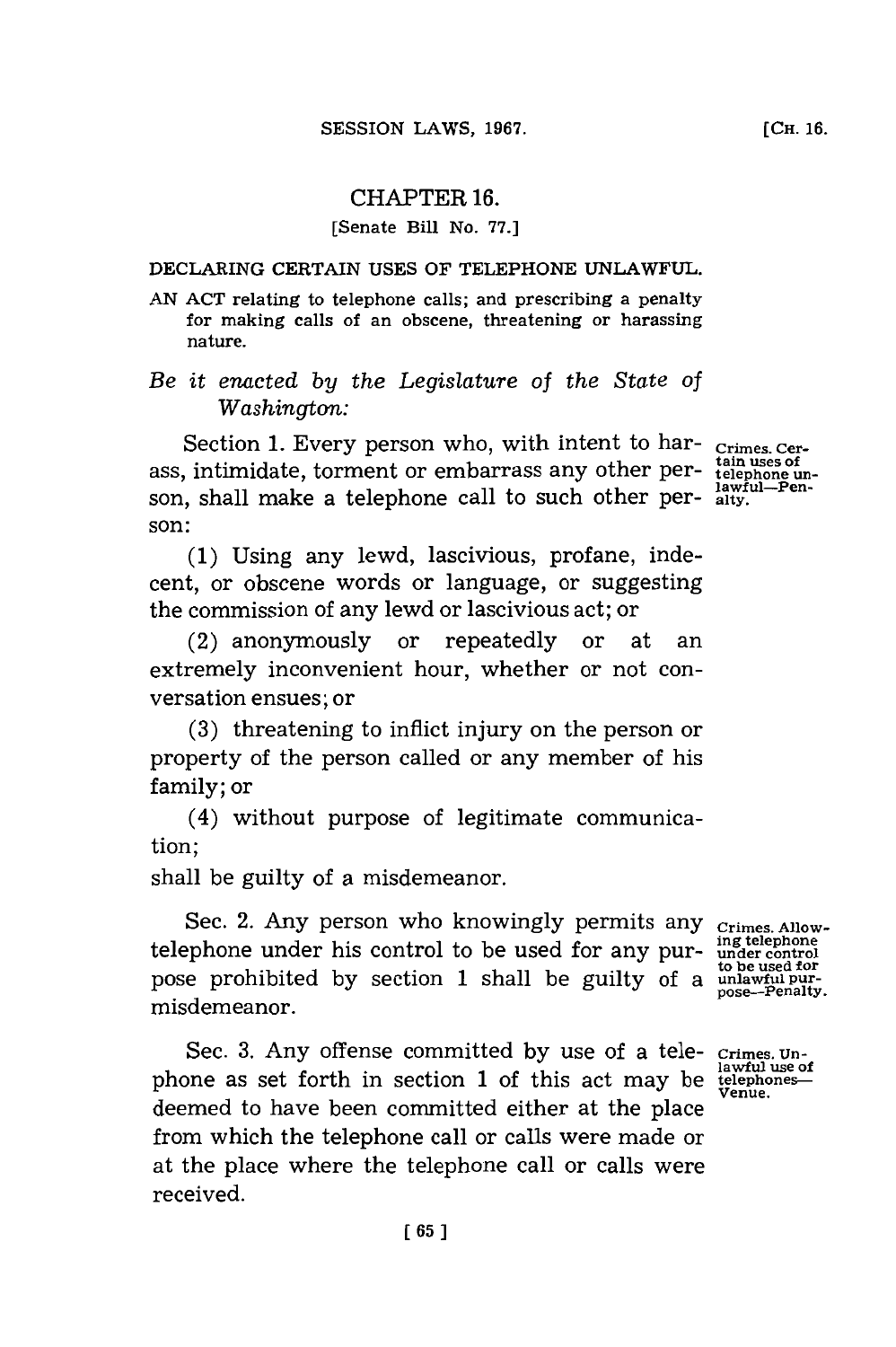# CHAPTER 16.

[Senate Bill No. 77.]

DECLARING CERTAIN USES OF TELEPHONE UNLAWFUL.

AN ACT relating to telephone calls; and prescribing a penalty for making calls of an obscene, threatening or harassing nature.

*Be it enacted by the Legislature of the State of Washington:*

Crimes. Certain uses of telephone unlawful—Penalty.

Section 1. Every person who, with intent to harass, intimidate, torment or embarrass any other person, shall make a telephone call to such other person:

(1) Using any lewd, lascivious, profane, indecent, or obscene words or language, or suggesting the commission of any lewd or lascivious act; or

(2) anonymously or repeatedly or at an extremely inconvenient hour, whether or not conversation ensues; or

(3) threatening to inflict injury on the person or property of the person called or any member of his family; or

(4) without purpose of legitimate communication;

shall be guilty of a misdemeanor.

Crimes. Allowing telephone under control to be used for unlawful purpose—Penalty.

Sec. 2. Any person who knowingly permits any telephone under his control to be used for any purpose prohibited by section 1 shall be guilty of a misdemeanor.

Crimes. Unlawful use of telephones—Venue.

Sec. 3. Any offense committed by use of a telephone as set forth in section 1 of this act may be deemed to have been committed either at the place from which the telephone call or calls were made or at the place where the telephone call or calls were received.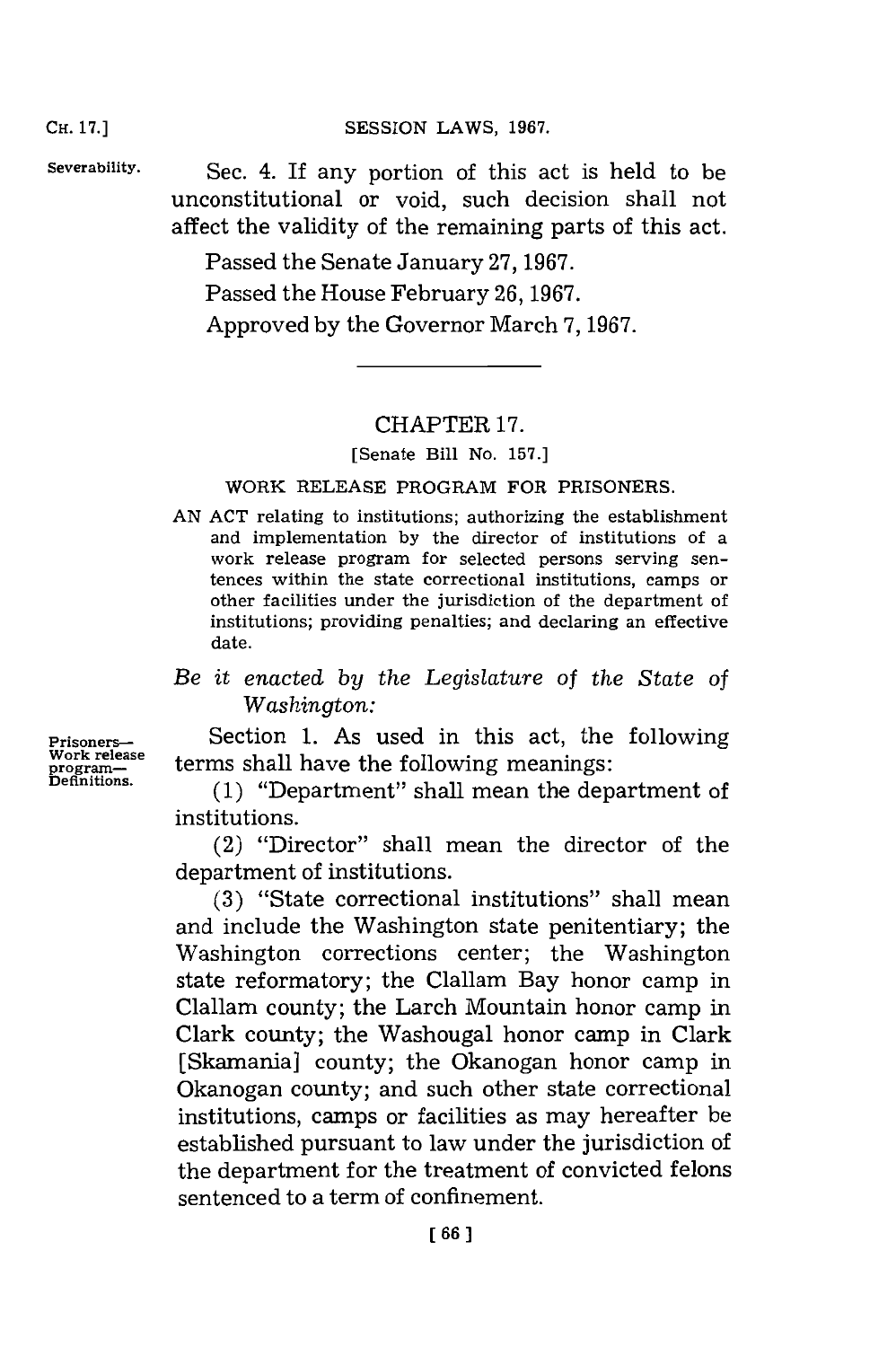Severability.

Sec. 4. If any portion of this act is held to be unconstitutional or void, such decision shall not affect the validity of the remaining parts of this act.

Passed the Senate January 27, 1967.

Passed the House February 26, 1967.

Approved by the Governor March 7, 1967.

---

## CHAPTER 17.

[Senate Bill No. 157.]

### WORK RELEASE PROGRAM FOR PRISONERS.

AN ACT relating to institutions; authorizing the establishment and implementation by the director of institutions of a work release program for selected persons serving sentences within the state correctional institutions, camps or other facilities under the jurisdiction of the department of institutions; providing penalties; and declaring an effective date.

*Be it enacted by the Legislature of the State of Washington:*

Prisoners—Work release program—Definitions.

Section 1. As used in this act, the following terms shall have the following meanings:

(1) "Department" shall mean the department of institutions.

(2) "Director" shall mean the director of the department of institutions.

(3) "State correctional institutions" shall mean and include the Washington state penitentiary; the Washington corrections center; the Washington state reformatory; the Clallam Bay honor camp in Clallam county; the Larch Mountain honor camp in Clark county; the Washougal honor camp in Clark [Skamania] county; the Okanogan honor camp in Okanogan county; and such other state correctional institutions, camps or facilities as may hereafter be established pursuant to law under the jurisdiction of the department for the treatment of convicted felons sentenced to a term of confinement.